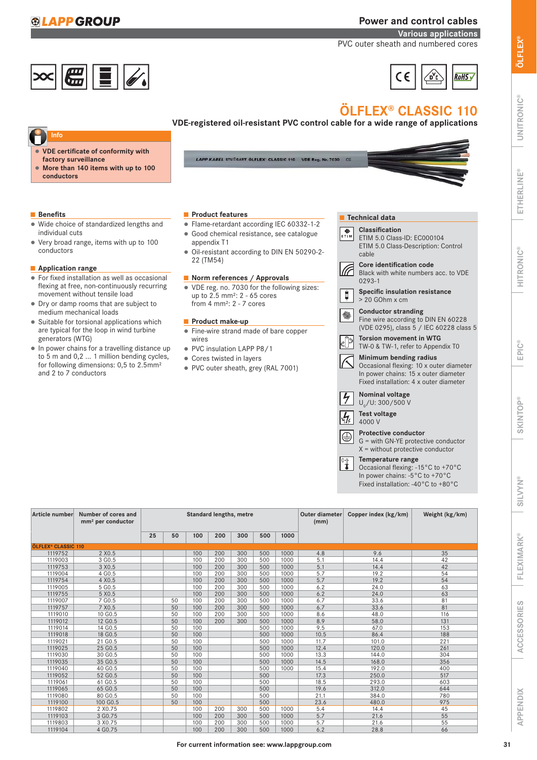# Power and control cables

**Various applications**

PVC outer sheath and numbered cores

## ÖLFLEX® CLASSIC 110

**VDE-registered oil-resistant PVC control cable for a wide range of applications**

**Info**
- VDE certificate of conformity with factory surveillance
- More than 140 items with up to 100 conductors

### Benefits
- Wide choice of standardized lengths and individual cuts
- Very broad range, items with up to 100 conductors

### Application range
- For fixed installation as well as occasional flexing at free, non-continuously recurring movement without tensile load
- Dry or damp rooms that are subject to medium mechanical loads
- Suitable for torsional applications which are typical for the loop in wind turbine generators (WTG)
- In power chains for a travelling distance up to 5 m and 0,2 ... 1 million bending cycles, for following dimensions: 0,5 to 2.5mm² and 2 to 7 conductors

### Product features
- Flame-retardant according IEC 60332-1-2
- Good chemical resistance, see catalogue appendix T1
- Oil-resistant according to DIN EN 50290-2-22 (TM54)

### Norm references / Approvals
- VDE reg. no. 7030 for the following sizes: up to 2.5 mm²: 2 - 65 cores from 4 mm²: 2 - 7 cores

### Product make-up
- Fine-wire strand made of bare copper wires
- PVC insulation LAPP P8/1
- Cores twisted in layers
- PVC outer sheath, grey (RAL 7001)

### Technical data

**Classification**
ETIM 5.0 Class-ID: EC000104
ETIM 5.0 Class-Description: Control cable

**Core identification code**
Black with white numbers acc. to VDE 0293-1

**Specific insulation resistance**
> 20 GOhm x cm

**Conductor stranding**
Fine wire according to DIN EN 60228 (VDE 0295), class 5 / IEC 60228 class 5

**Torsion movement in WTG**
TW-0 & TW-1, refer to Appendix T0

**Minimum bending radius**
Occasional flexing: 10 x outer diameter
In power chains: 15 x outer diameter
Fixed installation: 4 x outer diameter

**Nominal voltage**
$U_0$/U: 300/500 V

**Test voltage**
4000 V

**Protective conductor**
G = with GN-YE protective conductor
X = without protective conductor

**Temperature range**
Occasional flexing: -15°C to +70°C
In power chains: -5°C to +70°C
Fixed installation: -40°C to +80°C

| Article number | Number of cores and mm² per conductor | Standard lengths, metre | | | | | | | Outer diameter (mm) | Copper index (kg/km) | Weight (kg/km) |
|---|---|---|---|---|---|---|---|---|---|---|---|
| | | 25 | 50 | 100 | 200 | 300 | 500 | 1000 | | | |
| **ÖLFLEX® CLASSIC 110** | | | | | | | | | | | |
| 1119752 | 2 X0.5 | | | 100 | 200 | 300 | 500 | 1000 | 4.8 | 9.6 | 35 |
| 1119003 | 3 G0.5 | | | 100 | 200 | 300 | 500 | 1000 | 5.1 | 14.4 | 42 |
| 1119753 | 3 X0.5 | | | 100 | 200 | 300 | 500 | 1000 | 5.1 | 14.4 | 42 |
| 1119004 | 4 G0.5 | | | 100 | 200 | 300 | 500 | 1000 | 5.7 | 19.2 | 54 |
| 1119754 | 4 X0.5 | | | 100 | 200 | 300 | 500 | 1000 | 5.7 | 19.2 | 54 |
| 1119005 | 5 G0.5 | | | 100 | 200 | 300 | 500 | 1000 | 6.2 | 24.0 | 63 |
| 1119755 | 5 X0.5 | | | 100 | 200 | 300 | 500 | 1000 | 6.2 | 24.0 | 63 |
| 1119007 | 7 G0.5 | | 50 | 100 | 200 | 300 | 500 | 1000 | 6.7 | 33.6 | 81 |
| 1119757 | 7 X0.5 | | 50 | 100 | 200 | 300 | 500 | 1000 | 6.7 | 33.6 | 81 |
| 1119010 | 10 G0.5 | | 50 | 100 | 200 | 300 | 500 | 1000 | 8.6 | 48.0 | 116 |
| 1119012 | 12 G0.5 | | 50 | 100 | 200 | 300 | 500 | 1000 | 8.9 | 58.0 | 131 |
| 1119014 | 14 G0.5 | | 50 | 100 | | | 500 | 1000 | 9.5 | 67.0 | 153 |
| 1119018 | 18 G0.5 | | 50 | 100 | | | 500 | 1000 | 10.5 | 86.4 | 188 |
| 1119021 | 21 G0.5 | | 50 | 100 | | | 500 | 1000 | 11.7 | 101.0 | 221 |
| 1119025 | 25 G0.5 | | 50 | 100 | | | 500 | 1000 | 12.4 | 120.0 | 261 |
| 1119030 | 30 G0.5 | | 50 | 100 | | | 500 | 1000 | 13.3 | 144.0 | 304 |
| 1119035 | 35 G0.5 | | 50 | 100 | | | 500 | 1000 | 14.5 | 168.0 | 356 |
| 1119040 | 40 G0.5 | | 50 | 100 | | | 500 | 1000 | 15.4 | 192.0 | 400 |
| 1119052 | 52 G0.5 | | 50 | 100 | | | 500 | | 17.3 | 250.0 | 517 |
| 1119061 | 61 G0.5 | | 50 | 100 | | | 500 | | 18.5 | 293.0 | 603 |
| 1119065 | 65 G0.5 | | 50 | 100 | | | 500 | | 19.6 | 312.0 | 644 |
| 1119080 | 80 G0.5 | | 50 | 100 | | | 500 | | 21.1 | 384.0 | 780 |
| 1119100 | 100 G0.5 | | 50 | 100 | | | 500 | | 23.6 | 480.0 | 975 |
| 1119802 | 2 X0.75 | | | 100 | 200 | 300 | 500 | 1000 | 5.4 | 14.4 | 45 |
| 1119103 | 3 G0.75 | | | 100 | 200 | 300 | 500 | 1000 | 5.7 | 21.6 | 55 |
| 1119803 | 3 X0.75 | | | 100 | 200 | 300 | 500 | 1000 | 5.7 | 21.6 | 55 |
| 1119104 | 4 G0.75 | | | 100 | 200 | 300 | 500 | 1000 | 6.2 | 28.8 | 66 |

For current information see: www.lappgroup.com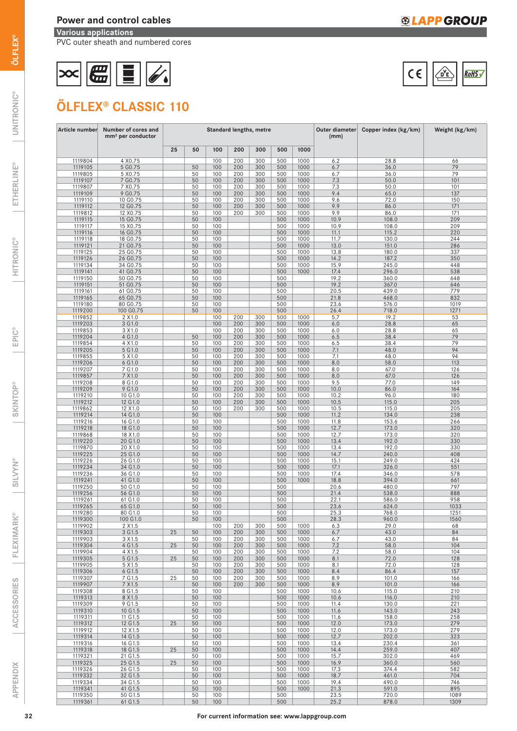## Power and control cables

**Various applications**

PVC outer sheath and numbered cores

# ÖLFLEX® CLASSIC 110

| Article number | Number of cores and mm² per conductor | Standard lengths, metre | | | | | | | Outer diameter (mm) | Copper index (kg/km) | Weight (kg/km) |
|---|---|---|---|---|---|---|---|---|---|---|---|
| | | 25 | 50 | 100 | 200 | 300 | 500 | 1000 | | | |
| 1119804 | 4 X0.75 | | | 100 | 200 | 300 | 500 | 1000 | 6.2 | 28.8 | 66 |
| 1119105 | 5 G0.75 | | 50 | 100 | 200 | 300 | 500 | 1000 | 6.7 | 36.0 | 79 |
| 1119805 | 5 X0.75 | | 50 | 100 | 200 | 300 | 500 | 1000 | 6.7 | 36.0 | 79 |
| 1119107 | 7 G0.75 | | 50 | 100 | 200 | 300 | 500 | 1000 | 7.3 | 50.0 | 101 |
| 1119807 | 7 X0.75 | | 50 | 100 | 200 | 300 | 500 | 1000 | 7.3 | 50.0 | 101 |
| 1119109 | 9 G0.75 | | 50 | 100 | 200 | 300 | 500 | 1000 | 9.4 | 65.0 | 137 |
| 1119110 | 10 G0.75 | | 50 | 100 | 200 | 300 | 500 | 1000 | 9.6 | 72.0 | 150 |
| 1119112 | 12 G0.75 | | 50 | 100 | 200 | 300 | 500 | 1000 | 9.9 | 86.0 | 171 |
| 1119812 | 12 X0.75 | | 50 | 100 | 200 | 300 | 500 | 1000 | 9.9 | 86.0 | 171 |
| 1119115 | 15 G0.75 | | 50 | 100 | | | 500 | 1000 | 10.9 | 108.0 | 209 |
| 1119117 | 15 X0.75 | | 50 | 100 | | | 500 | 1000 | 10.9 | 108.0 | 209 |
| 1119116 | 16 G0.75 | | 50 | 100 | | | 500 | 1000 | 11.1 | 115.2 | 220 |
| 1119118 | 18 G0.75 | | 50 | 100 | | | 500 | 1000 | 11.7 | 130.0 | 244 |
| 1119121 | 21 G0.75 | | 50 | 100 | | | 500 | 1000 | 13.0 | 151.0 | 286 |
| 1119125 | 25 G0.75 | | 50 | 100 | | | 500 | 1000 | 13.8 | 180.0 | 337 |
| 1119126 | 26 G0.75 | | 50 | 100 | | | 500 | 1000 | 14.2 | 187.2 | 350 |
| 1119134 | 34 G0.75 | | 50 | 100 | | | 500 | 1000 | 15.9 | 245.0 | 448 |
| 1119141 | 41 G0.75 | | 50 | 100 | | | 500 | 1000 | 17.4 | 296.0 | 538 |
| 1119150 | 50 G0.75 | | 50 | 100 | | | 500 | | 19.2 | 360.0 | 648 |
| 1119151 | 51 G0.75 | | 50 | 100 | | | 500 | | 19.2 | 367.0 | 646 |
| 1119161 | 61 G0.75 | | 50 | 100 | | | 500 | | 20.5 | 439.0 | 779 |
| 1119165 | 65 G0.75 | | 50 | 100 | | | 500 | | 21.8 | 468.0 | 832 |
| 1119180 | 80 G0.75 | | 50 | 100 | | | 500 | | 23.6 | 576.0 | 1019 |
| 1119200 | 100 G0.75 | | 50 | 100 | | | 500 | | 26.4 | 718.0 | 1271 |
| 1119852 | 2 X1.0 | | | 100 | 200 | 300 | 500 | 1000 | 5.7 | 19.2 | 53 |
| 1119203 | 3 G1.0 | | | 100 | 200 | 300 | 500 | 1000 | 6.0 | 28.8 | 65 |
| 1119853 | 3 X1.0 | | | 100 | 200 | 300 | 500 | 1000 | 6.0 | 28.8 | 65 |
| 1119204 | 4 G1.0 | | 50 | 100 | 200 | 300 | 500 | 1000 | 6.5 | 38.4 | 79 |
| 1119854 | 4 X1.0 | | 50 | 100 | 200 | 300 | 500 | 1000 | 6.5 | 38.4 | 79 |
| 1119205 | 5 G1.0 | | 50 | 100 | 200 | 300 | 500 | 1000 | 7.1 | 48.0 | 94 |
| 1119855 | 5 X1.0 | | 50 | 100 | 200 | 300 | 500 | 1000 | 7.1 | 48.0 | 94 |
| 1119206 | 6 G1.0 | | 50 | 100 | 200 | 300 | 500 | 1000 | 8.0 | 58.0 | 113 |
| 1119207 | 7 G1.0 | | 50 | 100 | 200 | 300 | 500 | 1000 | 8.0 | 67.0 | 126 |
| 1119857 | 7 X1.0 | | 50 | 100 | 200 | 300 | 500 | 1000 | 8.0 | 67.0 | 126 |
| 1119208 | 8 G1.0 | | 50 | 100 | 200 | 300 | 500 | 1000 | 9.5 | 77.0 | 149 |
| 1119209 | 9 G1.0 | | 50 | 100 | 200 | 300 | 500 | 1000 | 10.0 | 86.0 | 164 |
| 1119210 | 10 G1.0 | | 50 | 100 | 200 | 300 | 500 | 1000 | 10.2 | 96.0 | 180 |
| 1119212 | 12 G1.0 | | 50 | 100 | 200 | 300 | 500 | 1000 | 10.5 | 115.0 | 205 |
| 1119862 | 12 X1.0 | | 50 | 100 | 200 | 300 | 500 | 1000 | 10.5 | 115.0 | 205 |
| 1119214 | 14 G1.0 | | 50 | 100 | | | 500 | 1000 | 11.2 | 134.0 | 238 |
| 1119216 | 16 G1.0 | | 50 | 100 | | | 500 | 1000 | 11.8 | 153.6 | 266 |
| 1119218 | 18 G1.0 | | 50 | 100 | | | 500 | 1000 | 12.7 | 173.0 | 320 |
| 1119868 | 18 X1.0 | | 50 | 100 | | | 500 | 1000 | 12.7 | 173.0 | 320 |
| 1119220 | 20 G1.0 | | 50 | 100 | | | 500 | 1000 | 13.4 | 192.0 | 330 |
| 1119870 | 20 X1.0 | | 50 | 100 | | | 500 | 1000 | 13.4 | 192.0 | 330 |
| 1119225 | 25 G1.0 | | 50 | 100 | | | 500 | 1000 | 14.7 | 240.0 | 408 |
| 1119226 | 26 G1.0 | | 50 | 100 | | | 500 | 1000 | 15.1 | 249.0 | 424 |
| 1119234 | 34 G1.0 | | 50 | 100 | | | 500 | 1000 | 17.1 | 326.0 | 551 |
| 1119236 | 36 G1.0 | | 50 | 100 | | | 500 | 1000 | 17.4 | 346.0 | 578 |
| 1119241 | 41 G1.0 | | 50 | 100 | | | 500 | 1000 | 18.8 | 394.0 | 661 |
| 1119250 | 50 G1.0 | | 50 | 100 | | | 500 | | 20.6 | 480.0 | 797 |
| 1119256 | 56 G1.0 | | 50 | 100 | | | 500 | | 21.4 | 538.0 | 888 |
| 1119261 | 61 G1.0 | | 50 | 100 | | | 500 | | 22.1 | 586.0 | 958 |
| 1119265 | 65 G1.0 | | 50 | 100 | | | 500 | | 23.6 | 624.0 | 1033 |
| 1119280 | 80 G1.0 | | 50 | 100 | | | 500 | | 25.3 | 768.0 | 1251 |
| 1119300 | 100 G1.0 | | 50 | 100 | | | 500 | | 28.3 | 960.0 | 1560 |
| 1119902 | 2 X1.5 | | | 100 | 200 | 300 | 500 | 1000 | 6.3 | 29.0 | 68 |
| 1119303 | 3 G1.5 | 25 | 50 | 100 | 200 | 300 | 500 | 1000 | 6.7 | 43.0 | 84 |
| 1119903 | 3 X1.5 | | 50 | 100 | 200 | 300 | 500 | 1000 | 6.7 | 43.0 | 84 |
| 1119304 | 4 G1.5 | 25 | 50 | 100 | 200 | 300 | 500 | 1000 | 7.2 | 58.0 | 104 |
| 1119904 | 4 X1.5 | | 50 | 100 | 200 | 300 | 500 | 1000 | 7.2 | 58.0 | 104 |
| 1119305 | 5 G1.5 | 25 | 50 | 100 | 200 | 300 | 500 | 1000 | 8.1 | 72.0 | 128 |
| 1119905 | 5 X1.5 | | 50 | 100 | 200 | 300 | 500 | 1000 | 8.1 | 72.0 | 128 |
| 1119306 | 6 G1.5 | | 50 | 100 | 200 | 300 | 500 | 1000 | 8.4 | 86.4 | 157 |
| 1119307 | 7 G1.5 | 25 | 50 | 100 | 200 | 300 | 500 | 1000 | 8.9 | 101.0 | 166 |
| 1119907 | 7 X1.5 | | 50 | 100 | 200 | 300 | 500 | 1000 | 8.9 | 101.0 | 166 |
| 1119308 | 8 G1.5 | | 50 | 100 | | | 500 | 1000 | 10.6 | 115.0 | 210 |
| 1119313 | 8 X1.5 | | 50 | 100 | | | 500 | 1000 | 10.6 | 116.0 | 210 |
| 1119309 | 9 G1.5 | | 50 | 100 | | | 500 | 1000 | 11.4 | 130.0 | 221 |
| 1119310 | 10 G1.5 | | 50 | 100 | | | 500 | 1000 | 11.6 | 143.0 | 243 |
| 1119311 | 11 G1.5 | | 50 | 100 | | | 500 | 1000 | 11.6 | 158.0 | 258 |
| 1119312 | 12 G1.5 | 25 | 50 | 100 | | | 500 | 1000 | 12.0 | 173.0 | 279 |
| 1119912 | 12 X1.5 | | 50 | 100 | | | 500 | 1000 | 12.0 | 173.0 | 279 |
| 1119314 | 14 G1.5 | | 50 | 100 | | | 500 | 1000 | 12.7 | 202.0 | 323 |
| 1119316 | 16 G1.5 | | 50 | 100 | | | 500 | 1000 | 13.4 | 230.4 | 361 |
| 1119318 | 18 G1.5 | 25 | 50 | 100 | | | 500 | 1000 | 14.4 | 259.0 | 407 |
| 1119321 | 21 G1.5 | | 50 | 100 | | | 500 | 1000 | 15.7 | 302.0 | 469 |
| 1119325 | 25 G1.5 | 25 | 50 | 100 | | | 500 | 1000 | 16.9 | 360.0 | 560 |
| 1119326 | 26 G1.5 | | 50 | 100 | | | 500 | 1000 | 17.3 | 374.4 | 582 |
| 1119332 | 32 G1.5 | | 50 | 100 | | | 500 | 1000 | 18.7 | 461.0 | 704 |
| 1119334 | 34 G1.5 | | 50 | 100 | | | 500 | 1000 | 19.4 | 490.0 | 746 |
| 1119341 | 41 G1.5 | | 50 | 100 | | | 500 | 1000 | 21.3 | 591.0 | 895 |
| 1119350 | 50 G1.5 | | 50 | 100 | | | 500 | | 23.5 | 720.0 | 1089 |
| 1119361 | 61 G1.5 | | 50 | 100 | | | 500 | | 25.2 | 878.0 | 1309 |

For current information see: www.lappgroup.com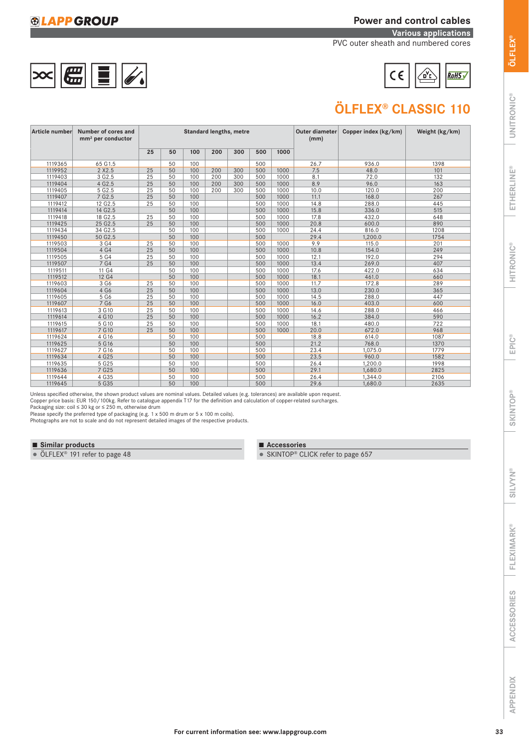## Power and control cables

**Various applications**

PVC outer sheath and numbered cores

# ÖLFLEX® CLASSIC 110

| Article number | Number of cores and mm² per conductor | Standard lengths, metre | | | | | | | Outer diameter (mm) | Copper index (kg/km) | Weight (kg/km) |
|---|---|---|---|---|---|---|---|---|---|---|---|
| | | 25 | 50 | 100 | 200 | 300 | 500 | 1000 | | | |
| 1119365 | 65 G1.5 | | 50 | 100 | | | 500 | | 26.7 | 936.0 | 1398 |
| 1119952 | 2 X2.5 | 25 | 50 | 100 | 200 | 300 | 500 | 1000 | 7.5 | 48.0 | 101 |
| 1119403 | 3 G2.5 | 25 | 50 | 100 | 200 | 300 | 500 | 1000 | 8.1 | 72.0 | 132 |
| 1119404 | 4 G2.5 | 25 | 50 | 100 | 200 | 300 | 500 | 1000 | 8.9 | 96.0 | 163 |
| 1119405 | 5 G2.5 | 25 | 50 | 100 | 200 | 300 | 500 | 1000 | 10.0 | 120.0 | 200 |
| 1119407 | 7 G2.5 | 25 | 50 | 100 | | | 500 | 1000 | 11.1 | 168.0 | 267 |
| 1119412 | 12 G2.5 | 25 | 50 | 100 | | | 500 | 1000 | 14.8 | 288.0 | 445 |
| 1119414 | 14 G2.5 | | 50 | 100 | | | 500 | 1000 | 15.8 | 336.0 | 515 |
| 1119418 | 18 G2.5 | 25 | 50 | 100 | | | 500 | 1000 | 17.8 | 432.0 | 648 |
| 1119425 | 25 G2.5 | 25 | 50 | 100 | | | 500 | 1000 | 20.8 | 600.0 | 890 |
| 1119434 | 34 G2.5 | | 50 | 100 | | | 500 | 1000 | 24.4 | 816.0 | 1208 |
| 1119450 | 50 G2.5 | | 50 | 100 | | | 500 | | 29.4 | 1,200.0 | 1754 |
| 1119503 | 3 G4 | 25 | 50 | 100 | | | 500 | 1000 | 9.9 | 115.0 | 201 |
| 1119504 | 4 G4 | 25 | 50 | 100 | | | 500 | 1000 | 10.8 | 154.0 | 249 |
| 1119505 | 5 G4 | 25 | 50 | 100 | | | 500 | 1000 | 12.1 | 192.0 | 294 |
| 1119507 | 7 G4 | 25 | 50 | 100 | | | 500 | 1000 | 13.4 | 269.0 | 407 |
| 1119511 | 11 G4 | | 50 | 100 | | | 500 | 1000 | 17.6 | 422.0 | 634 |
| 1119512 | 12 G4 | | 50 | 100 | | | 500 | 1000 | 18.1 | 461.0 | 660 |
| 1119603 | 3 G6 | 25 | 50 | 100 | | | 500 | 1000 | 11.7 | 172.8 | 289 |
| 1119604 | 4 G6 | 25 | 50 | 100 | | | 500 | 1000 | 13.0 | 230.0 | 365 |
| 1119605 | 5 G6 | 25 | 50 | 100 | | | 500 | 1000 | 14.5 | 288.0 | 447 |
| 1119607 | 7 G6 | 25 | 50 | 100 | | | 500 | 1000 | 16.0 | 403.0 | 600 |
| 1119613 | 3 G10 | 25 | 50 | 100 | | | 500 | 1000 | 14.6 | 288.0 | 466 |
| 1119614 | 4 G10 | 25 | 50 | 100 | | | 500 | 1000 | 16.2 | 384.0 | 590 |
| 1119615 | 5 G10 | 25 | 50 | 100 | | | 500 | 1000 | 18.1 | 480.0 | 722 |
| 1119617 | 7 G10 | 25 | 50 | 100 | | | 500 | 1000 | 20.0 | 672.0 | 968 |
| 1119624 | 4 G16 | | 50 | 100 | | | 500 | | 18.8 | 614.0 | 1087 |
| 1119625 | 5 G16 | | 50 | 100 | | | 500 | | 21.2 | 768.0 | 1370 |
| 1119627 | 7 G16 | | 50 | 100 | | | 500 | | 23.4 | 1,075.0 | 1779 |
| 1119634 | 4 G25 | | 50 | 100 | | | 500 | | 23.5 | 960.0 | 1582 |
| 1119635 | 5 G25 | | 50 | 100 | | | 500 | | 26.4 | 1,200.0 | 1998 |
| 1119636 | 7 G25 | | 50 | 100 | | | 500 | | 29.1 | 1,680.0 | 2825 |
| 1119644 | 4 G35 | | 50 | 100 | | | 500 | | 26.4 | 1,344.0 | 2106 |
| 1119645 | 5 G35 | | 50 | 100 | | | 500 | | 29.6 | 1,680.0 | 2635 |

Unless specified otherwise, the shown product values are nominal values. Detailed values (e.g. tolerances) are available upon request.
Copper price basis: EUR 150/100kg. Refer to catalogue appendix T17 for the definition and calculation of copper-related surcharges.
Packaging size: coil ≤ 30 kg or ≤ 250 m, otherwise drum
Please specify the preferred type of packaging (e.g. 1 x 500 m drum or 5 x 100 m coils).
Photographs are not to scale and do not represent detailed images of the respective products.

**■ Similar products**

- ÖLFLEX® 191 refer to page 48

**■ Accessories**

- SKINTOP® CLICK refer to page 657

For current information see: www.lappgroup.com